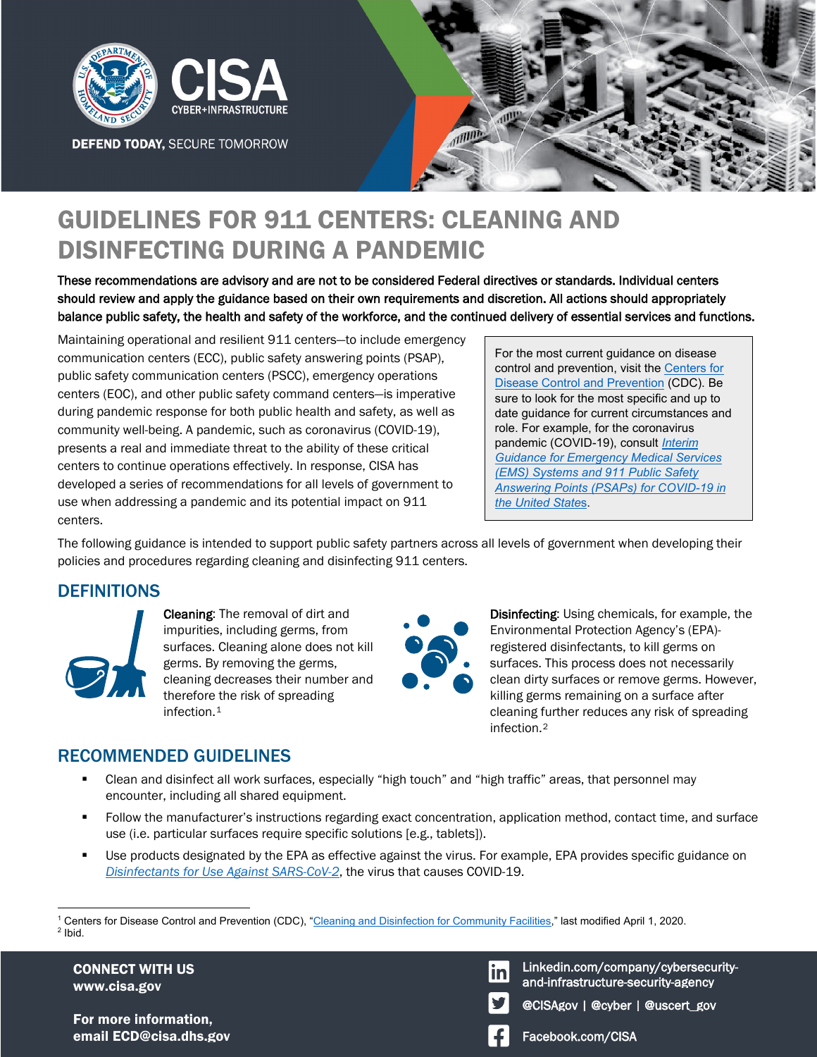# GUIDELINES FOR 911 CENTERS: CLEANING AND DISINFECTING DURING A PANDEMIC

**These recommendations are advisory and are not to be considered Federal directives or standards. Individual centers should review and apply the guidance based on their own requirements and discretion. All actions should appropriately balance public safety, the health and safety of the workforce, and the continued delivery of essential services and functions.**

Maintaining operational and resilient 911 centers—to include emergency communication centers (ECC), public safety answering points (PSAP), public safety communication centers (PSCC), emergency operations centers (EOC), and other public safety command centers—is imperative during pandemic response for both public health and safety, as well as community well-being. A pandemic, such as coronavirus (COVID-19), presents a real and immediate threat to the ability of these critical centers to continue operations effectively. In response, CISA has developed a series of recommendations for all levels of government to use when addressing a pandemic and its potential impact on 911 centers.

> For the most current guidance on disease control and prevention, visit the Centers for Disease Control and Prevention (CDC). Be sure to look for the most specific and up to date guidance for current circumstances and role. For example, for the coronavirus pandemic (COVID-19), consult *Interim Guidance for Emergency Medical Services (EMS) Systems and 911 Public Safety Answering Points (PSAPs) for COVID-19 in the United States*.

The following guidance is intended to support public safety partners across all levels of government when developing their policies and procedures regarding cleaning and disinfecting 911 centers.

## DEFINITIONS

**Cleaning**: The removal of dirt and impurities, including germs, from surfaces. Cleaning alone does not kill germs. By removing the germs, cleaning decreases their number and therefore the risk of spreading infection.[1]

**Disinfecting**: Using chemicals, for example, the Environmental Protection Agency's (EPA)-registered disinfectants, to kill germs on surfaces. This process does not necessarily clean dirty surfaces or remove germs. However, killing germs remaining on a surface after cleaning further reduces any risk of spreading infection.[2]

## RECOMMENDED GUIDELINES

- Clean and disinfect all work surfaces, especially "high touch" and "high traffic" areas, that personnel may encounter, including all shared equipment.
- Follow the manufacturer's instructions regarding exact concentration, application method, contact time, and surface use (i.e. particular surfaces require specific solutions [e.g., tablets]).
- Use products designated by the EPA as effective against the virus. For example, EPA provides specific guidance on *Disinfectants for Use Against SARS-CoV-2*, the virus that causes COVID-19.

---

[1] Centers for Disease Control and Prevention (CDC), "Cleaning and Disinfection for Community Facilities," last modified April 1, 2020.
[2] Ibid.

**CONNECT WITH US**
**www.cisa.gov**

**For more information, email ECD@cisa.dhs.gov**

Linkedin.com/company/cybersecurity-and-infrastructure-security-agency

@CISAgov | @cyber | @uscert_gov

Facebook.com/CISA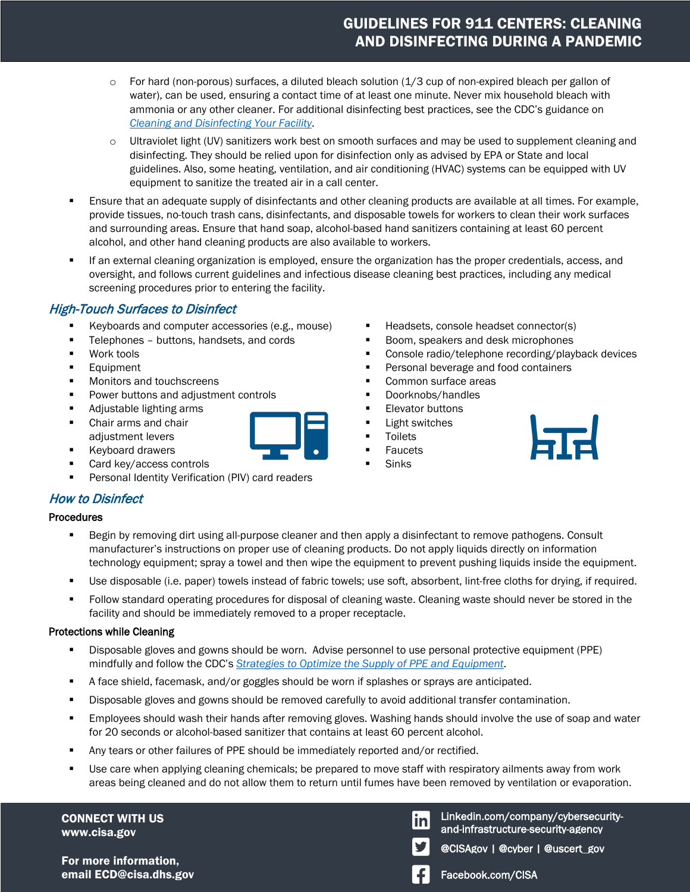- For hard (non-porous) surfaces, a diluted bleach solution (1/3 cup of non-expired bleach per gallon of water), can be used, ensuring a contact time of at least one minute. Never mix household bleach with ammonia or any other cleaner. For additional disinfecting best practices, see the CDC's guidance on *Cleaning and Disinfecting Your Facility*.
    - Ultraviolet light (UV) sanitizers work best on smooth surfaces and may be used to supplement cleaning and disinfecting. They should be relied upon for disinfection only as advised by EPA or State and local guidelines. Also, some heating, ventilation, and air conditioning (HVAC) systems can be equipped with UV equipment to sanitize the treated air in a call center.
- Ensure that an adequate supply of disinfectants and other cleaning products are available at all times. For example, provide tissues, no-touch trash cans, disinfectants, and disposable towels for workers to clean their work surfaces and surrounding areas. Ensure that hand soap, alcohol-based hand sanitizers containing at least 60 percent alcohol, and other hand cleaning products are also available to workers.
- If an external cleaning organization is employed, ensure the organization has the proper credentials, access, and oversight, and follows current guidelines and infectious disease cleaning best practices, including any medical screening procedures prior to entering the facility.

## *High-Touch Surfaces to Disinfect*

- Keyboards and computer accessories (e.g., mouse)
- Telephones – buttons, handsets, and cords
- Work tools
- Equipment
- Monitors and touchscreens
- Power buttons and adjustment controls
- Adjustable lighting arms
- Chair arms and chair adjustment levers
- Keyboard drawers
- Card key/access controls
- Personal Identity Verification (PIV) card readers
- Headsets, console headset connector(s)
- Boom, speakers and desk microphones
- Console radio/telephone recording/playback devices
- Personal beverage and food containers
- Common surface areas
- Doorknobs/handles
- Elevator buttons
- Light switches
- Toilets
- Faucets
- Sinks

## *How to Disinfect*

### Procedures

- Begin by removing dirt using all-purpose cleaner and then apply a disinfectant to remove pathogens. Consult manufacturer's instructions on proper use of cleaning products. Do not apply liquids directly on information technology equipment; spray a towel and then wipe the equipment to prevent pushing liquids inside the equipment.
- Use disposable (i.e. paper) towels instead of fabric towels; use soft, absorbent, lint-free cloths for drying, if required.
- Follow standard operating procedures for disposal of cleaning waste. Cleaning waste should never be stored in the facility and should be immediately removed to a proper receptacle.

### Protections while Cleaning

- Disposable gloves and gowns should be worn. Advise personnel to use personal protective equipment (PPE) mindfully and follow the CDC's *Strategies to Optimize the Supply of PPE and Equipment*.
- A face shield, facemask, and/or goggles should be worn if splashes or sprays are anticipated.
- Disposable gloves and gowns should be removed carefully to avoid additional transfer contamination.
- Employees should wash their hands after removing gloves. Washing hands should involve the use of soap and water for 20 seconds or alcohol-based sanitizer that contains at least 60 percent alcohol.
- Any tears or other failures of PPE should be immediately reported and/or rectified.
- Use care when applying cleaning chemicals; be prepared to move staff with respiratory ailments away from work areas being cleaned and do not allow them to return until fumes have been removed by ventilation or evaporation.

**CONNECT WITH US**
**www.cisa.gov**

**For more information,**
**email ECD@cisa.dhs.gov**

Linkedin.com/company/cybersecurity-and-infrastructure-security-agency

@CISAgov | @cyber | @uscert_gov

Facebook.com/CISA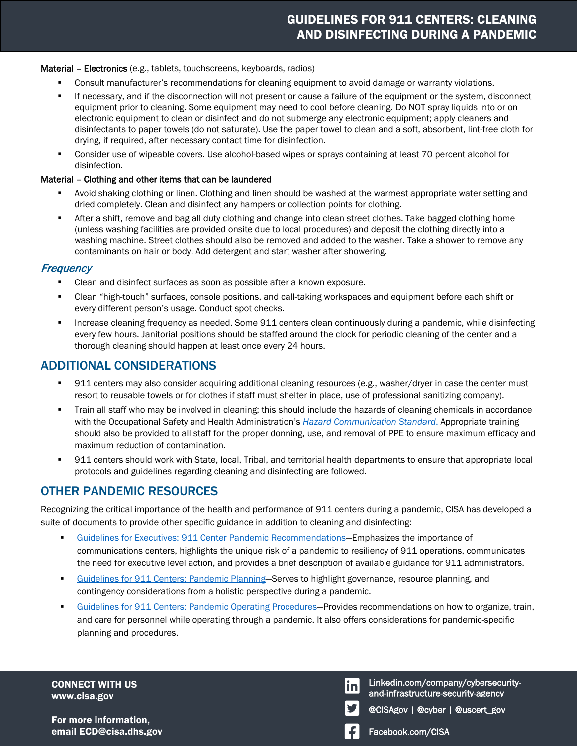**Material – Electronics** (e.g., tablets, touchscreens, keyboards, radios)

- Consult manufacturer's recommendations for cleaning equipment to avoid damage or warranty violations.
- If necessary, and if the disconnection will not present or cause a failure of the equipment or the system, disconnect equipment prior to cleaning. Some equipment may need to cool before cleaning. Do NOT spray liquids into or on electronic equipment to clean or disinfect and do not submerge any electronic equipment; apply cleaners and disinfectants to paper towels (do not saturate). Use the paper towel to clean and a soft, absorbent, lint-free cloth for drying, if required, after necessary contact time for disinfection.
- Consider use of wipeable covers. Use alcohol-based wipes or sprays containing at least 70 percent alcohol for disinfection.

**Material – Clothing and other items that can be laundered**

- Avoid shaking clothing or linen. Clothing and linen should be washed at the warmest appropriate water setting and dried completely. Clean and disinfect any hampers or collection points for clothing.
- After a shift, remove and bag all duty clothing and change into clean street clothes. Take bagged clothing home (unless washing facilities are provided onsite due to local procedures) and deposit the clothing directly into a washing machine. Street clothes should also be removed and added to the washer. Take a shower to remove any contaminants on hair or body. Add detergent and start washer after showering.

### *Frequency*

- Clean and disinfect surfaces as soon as possible after a known exposure.
- Clean "high-touch" surfaces, console positions, and call-taking workspaces and equipment before each shift or every different person's usage. Conduct spot checks.
- Increase cleaning frequency as needed. Some 911 centers clean continuously during a pandemic, while disinfecting every few hours. Janitorial positions should be staffed around the clock for periodic cleaning of the center and a thorough cleaning should happen at least once every 24 hours.

## ADDITIONAL CONSIDERATIONS

- 911 centers may also consider acquiring additional cleaning resources (e.g., washer/dryer in case the center must resort to reusable towels or for clothes if staff must shelter in place, use of professional sanitizing company).
- Train all staff who may be involved in cleaning; this should include the hazards of cleaning chemicals in accordance with the Occupational Safety and Health Administration's *Hazard Communication Standard*. Appropriate training should also be provided to all staff for the proper donning, use, and removal of PPE to ensure maximum efficacy and maximum reduction of contamination.
- 911 centers should work with State, local, Tribal, and territorial health departments to ensure that appropriate local protocols and guidelines regarding cleaning and disinfecting are followed.

## OTHER PANDEMIC RESOURCES

Recognizing the critical importance of the health and performance of 911 centers during a pandemic, CISA has developed a suite of documents to provide other specific guidance in addition to cleaning and disinfecting:

- Guidelines for Executives: 911 Center Pandemic Recommendations—Emphasizes the importance of communications centers, highlights the unique risk of a pandemic to resiliency of 911 operations, communicates the need for executive level action, and provides a brief description of available guidance for 911 administrators.
- Guidelines for 911 Centers: Pandemic Planning—Serves to highlight governance, resource planning, and contingency considerations from a holistic perspective during a pandemic.
- Guidelines for 911 Centers: Pandemic Operating Procedures—Provides recommendations on how to organize, train, and care for personnel while operating through a pandemic. It also offers considerations for pandemic-specific planning and procedures.

**CONNECT WITH US**
**www.cisa.gov**

**For more information,**
**email ECD@cisa.dhs.gov**

Linkedin.com/company/cybersecurity-and-infrastructure-security-agency

@CISAgov | @cyber | @uscert_gov

Facebook.com/CISA